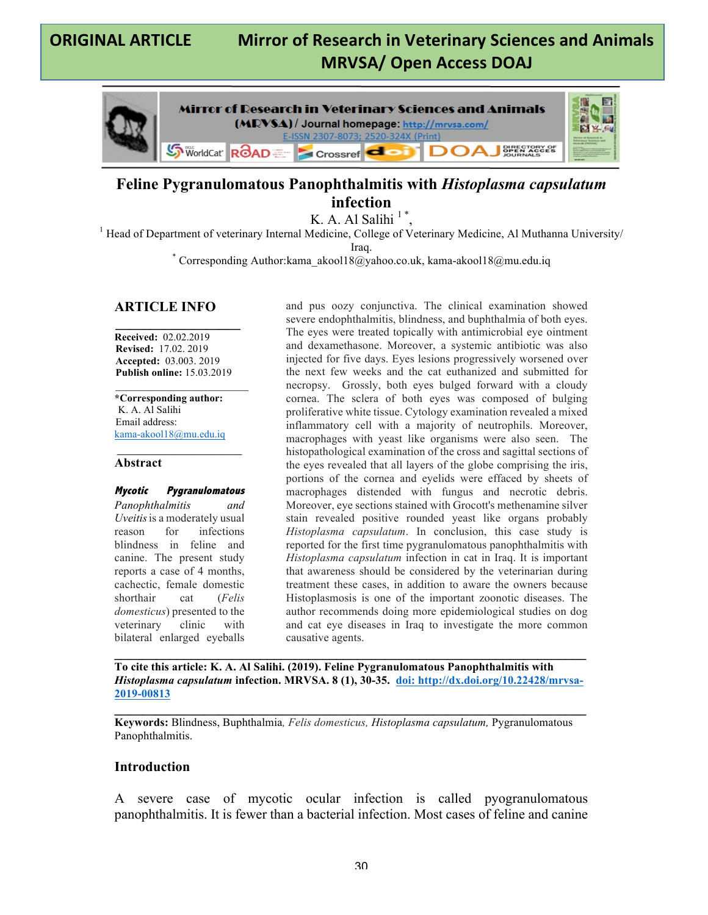**ORIGINAL ARTICLE** **Mirror of Research in Veterinary Sciences and Animals MRVSA/ Open Access DOAJ**

Mirror of Research in Veterinary Sciences and Animals (MRVSA) / Journal homepage: http://mrvsa.com/
E-ISSN 2307-8073; 2520-324X (Print)

# Feline Pygranulomatous Panophthalmitis with *Histoplasma capsulatum* infection

K. A. Al Salihi [1 *],

[1] Head of Department of veterinary Internal Medicine, College of Veterinary Medicine, Al Muthanna University/ Iraq.

[*] Corresponding Author:kama_akool18@yahoo.co.uk, kama-akool18@mu.edu.iq

## ARTICLE INFO

**Received:** 02.02.2019
**Revised:** 17.02. 2019
**Accepted:** 03.003. 2019
**Publish online:** 15.03.2019

**\*Corresponding author:**
K. A. Al Salihi
Email address:
kama-akool18@mu.edu.iq

## Abstract

***Mycotic Pygranulomatous*** *Panophthalmitis and Uveitis* is a moderately usual reason for infections blindness in feline and canine. The present study reports a case of 4 months, cachectic, female domestic shorthair cat (*Felis domesticus*) presented to the veterinary clinic with bilateral enlarged eyeballs and pus oozy conjunctiva. The clinical examination showed severe endophthalmitis, blindness, and buphthalmia of both eyes. The eyes were treated topically with antimicrobial eye ointment and dexamethasone. Moreover, a systemic antibiotic was also injected for five days. Eyes lesions progressively worsened over the next few weeks and the cat euthanized and submitted for necropsy. Grossly, both eyes bulged forward with a cloudy cornea. The sclera of both eyes was composed of bulging proliferative white tissue. Cytology examination revealed a mixed inflammatory cell with a majority of neutrophils. Moreover, macrophages with yeast like organisms were also seen. The histopathological examination of the cross and sagittal sections of the eyes revealed that all layers of the globe comprising the iris, portions of the cornea and eyelids were effaced by sheets of macrophages distended with fungus and necrotic debris. Moreover, eye sections stained with Grocott's methenamine silver stain revealed positive rounded yeast like organs probably *Histoplasma capsulatum*. In conclusion, this case study is reported for the first time pygranulomatous panophthalmitis with *Histoplasma capsulatum* infection in cat in Iraq. It is important that awareness should be considered by the veterinarian during treatment these cases, in addition to aware the owners because Histoplasmosis is one of the important zoonotic diseases. The author recommends doing more epidemiological studies on dog and cat eye diseases in Iraq to investigate the more common causative agents.

**To cite this article: K. A. Al Salihi. (2019). Feline Pygranulomatous Panophthalmitis with *Histoplasma capsulatum* infection. MRVSA. 8 (1), 30-35. doi: http://dx.doi.org/10.22428/mrvsa-2019-00813**

**Keywords:** Blindness, Buphthalmia, *Felis domesticus, Histoplasma capsulatum,* Pygranulomatous Panophthalmitis.

## Introduction

A severe case of mycotic ocular infection is called pyogranulomatous panophthalmitis. It is fewer than a bacterial infection. Most cases of feline and canine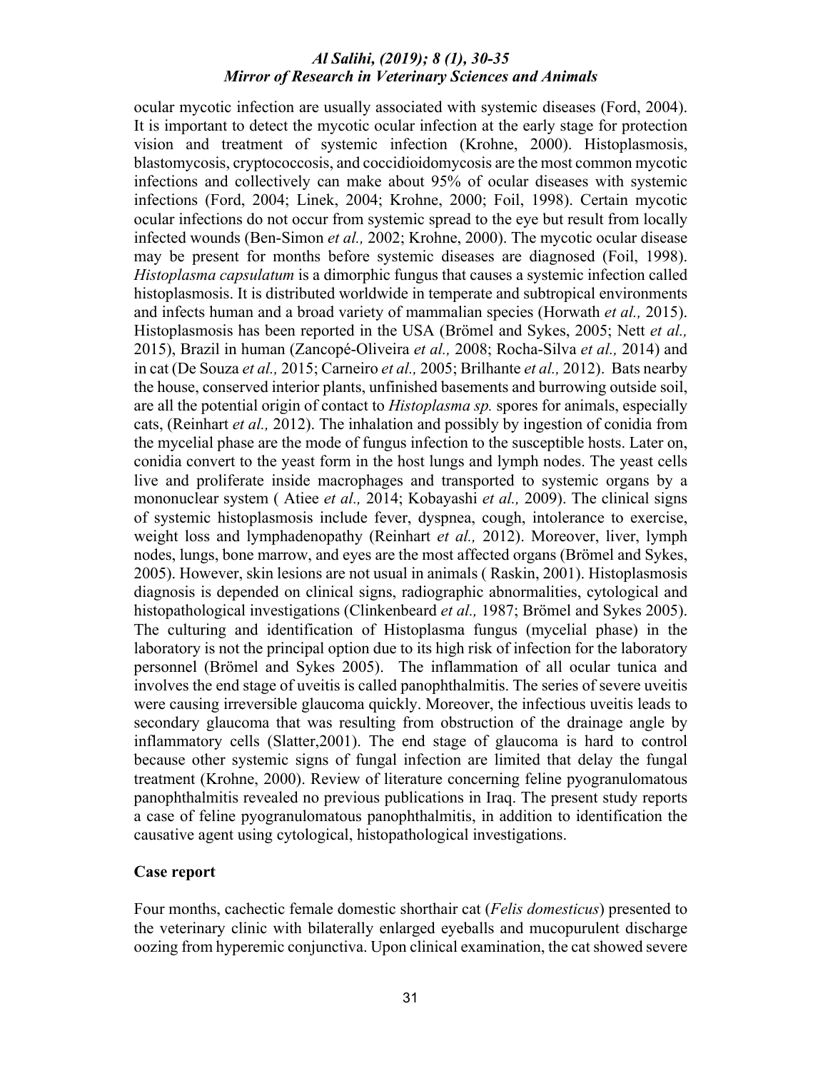ocular mycotic infection are usually associated with systemic diseases (Ford, 2004). It is important to detect the mycotic ocular infection at the early stage for protection vision and treatment of systemic infection (Krohne, 2000). Histoplasmosis, blastomycosis, cryptococcosis, and coccidioidomycosis are the most common mycotic infections and collectively can make about 95% of ocular diseases with systemic infections (Ford, 2004; Linek, 2004; Krohne, 2000; Foil, 1998). Certain mycotic ocular infections do not occur from systemic spread to the eye but result from locally infected wounds (Ben-Simon *et al.,* 2002; Krohne, 2000). The mycotic ocular disease may be present for months before systemic diseases are diagnosed (Foil, 1998). *Histoplasma capsulatum* is a dimorphic fungus that causes a systemic infection called histoplasmosis. It is distributed worldwide in temperate and subtropical environments and infects human and a broad variety of mammalian species (Horwath *et al.,* 2015). Histoplasmosis has been reported in the USA (Brömel and Sykes, 2005; Nett *et al.,* 2015), Brazil in human (Zancopé-Oliveira *et al.,* 2008; Rocha-Silva *et al.,* 2014) and in cat (De Souza *et al.,* 2015; Carneiro *et al.,* 2005; Brilhante *et al.,* 2012). Bats nearby the house, conserved interior plants, unfinished basements and burrowing outside soil, are all the potential origin of contact to *Histoplasma sp.* spores for animals, especially cats, (Reinhart *et al.,* 2012). The inhalation and possibly by ingestion of conidia from the mycelial phase are the mode of fungus infection to the susceptible hosts. Later on, conidia convert to the yeast form in the host lungs and lymph nodes. The yeast cells live and proliferate inside macrophages and transported to systemic organs by a mononuclear system ( Atiee *et al.,* 2014; Kobayashi *et al.,* 2009). The clinical signs of systemic histoplasmosis include fever, dyspnea, cough, intolerance to exercise, weight loss and lymphadenopathy (Reinhart *et al.,* 2012). Moreover, liver, lymph nodes, lungs, bone marrow, and eyes are the most affected organs (Brömel and Sykes, 2005). However, skin lesions are not usual in animals ( Raskin, 2001). Histoplasmosis diagnosis is depended on clinical signs, radiographic abnormalities, cytological and histopathological investigations (Clinkenbeard *et al.,* 1987; Brömel and Sykes 2005). The culturing and identification of Histoplasma fungus (mycelial phase) in the laboratory is not the principal option due to its high risk of infection for the laboratory personnel (Brömel and Sykes 2005). The inflammation of all ocular tunica and involves the end stage of uveitis is called panophthalmitis. The series of severe uveitis were causing irreversible glaucoma quickly. Moreover, the infectious uveitis leads to secondary glaucoma that was resulting from obstruction of the drainage angle by inflammatory cells (Slatter,2001). The end stage of glaucoma is hard to control because other systemic signs of fungal infection are limited that delay the fungal treatment (Krohne, 2000). Review of literature concerning feline pyogranulomatous panophthalmitis revealed no previous publications in Iraq. The present study reports a case of feline pyogranulomatous panophthalmitis, in addition to identification the causative agent using cytological, histopathological investigations.

## Case report

Four months, cachectic female domestic shorthair cat (*Felis domesticus*) presented to the veterinary clinic with bilaterally enlarged eyeballs and mucopurulent discharge oozing from hyperemic conjunctiva. Upon clinical examination, the cat showed severe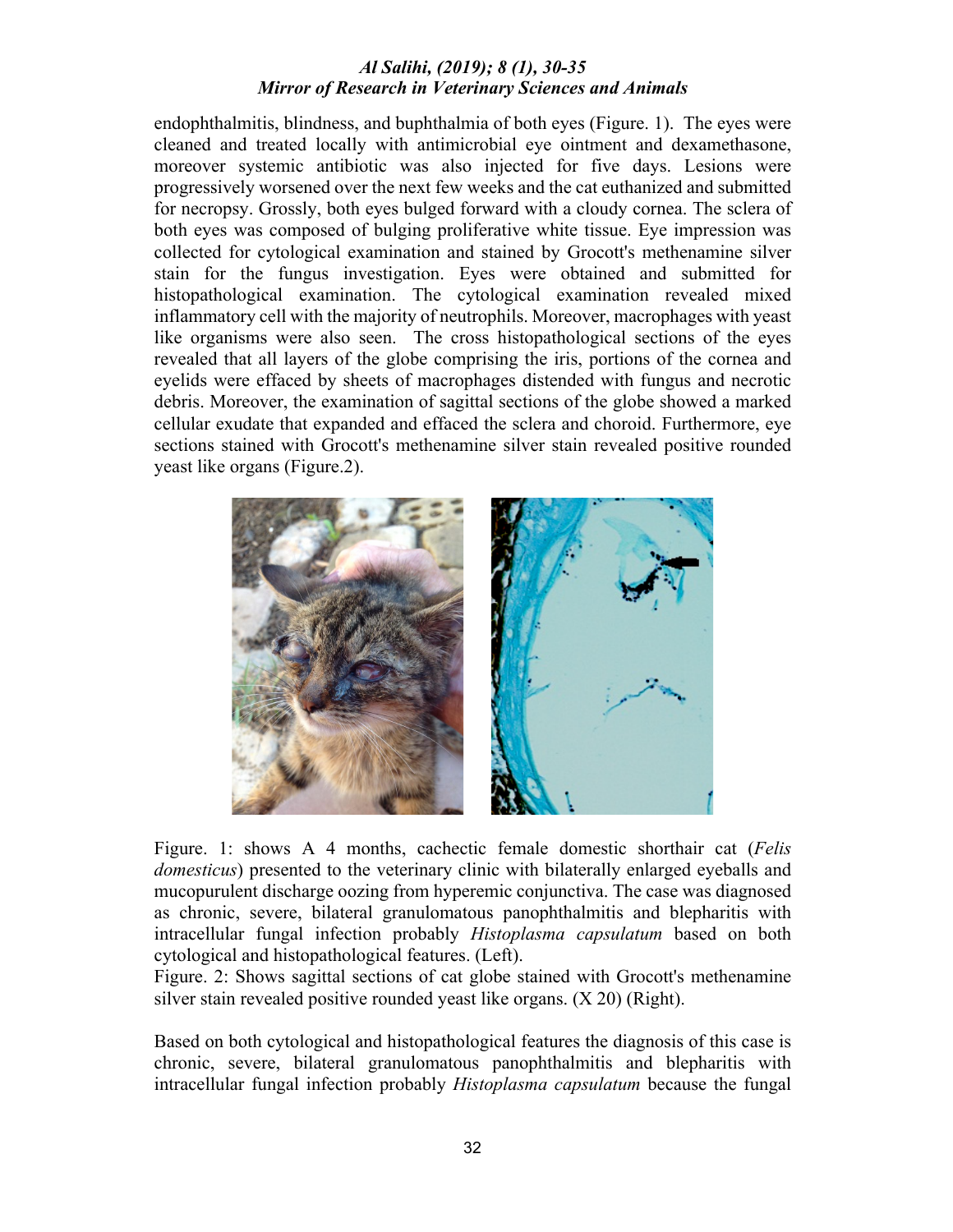endophthalmitis, blindness, and buphthalmia of both eyes (Figure. 1). The eyes were cleaned and treated locally with antimicrobial eye ointment and dexamethasone, moreover systemic antibiotic was also injected for five days. Lesions were progressively worsened over the next few weeks and the cat euthanized and submitted for necropsy. Grossly, both eyes bulged forward with a cloudy cornea. The sclera of both eyes was composed of bulging proliferative white tissue. Eye impression was collected for cytological examination and stained by Grocott's methenamine silver stain for the fungus investigation. Eyes were obtained and submitted for histopathological examination. The cytological examination revealed mixed inflammatory cell with the majority of neutrophils. Moreover, macrophages with yeast like organisms were also seen. The cross histopathological sections of the eyes revealed that all layers of the globe comprising the iris, portions of the cornea and eyelids were effaced by sheets of macrophages distended with fungus and necrotic debris. Moreover, the examination of sagittal sections of the globe showed a marked cellular exudate that expanded and effaced the sclera and choroid. Furthermore, eye sections stained with Grocott's methenamine silver stain revealed positive rounded yeast like organs (Figure.2).

Figure. 1: shows A 4 months, cachectic female domestic shorthair cat (*Felis domesticus*) presented to the veterinary clinic with bilaterally enlarged eyeballs and mucopurulent discharge oozing from hyperemic conjunctiva. The case was diagnosed as chronic, severe, bilateral granulomatous panophthalmitis and blepharitis with intracellular fungal infection probably *Histoplasma capsulatum* based on both cytological and histopathological features. (Left).

Figure. 2: Shows sagittal sections of cat globe stained with Grocott's methenamine silver stain revealed positive rounded yeast like organs. (X 20) (Right).

Based on both cytological and histopathological features the diagnosis of this case is chronic, severe, bilateral granulomatous panophthalmitis and blepharitis with intracellular fungal infection probably *Histoplasma capsulatum* because the fungal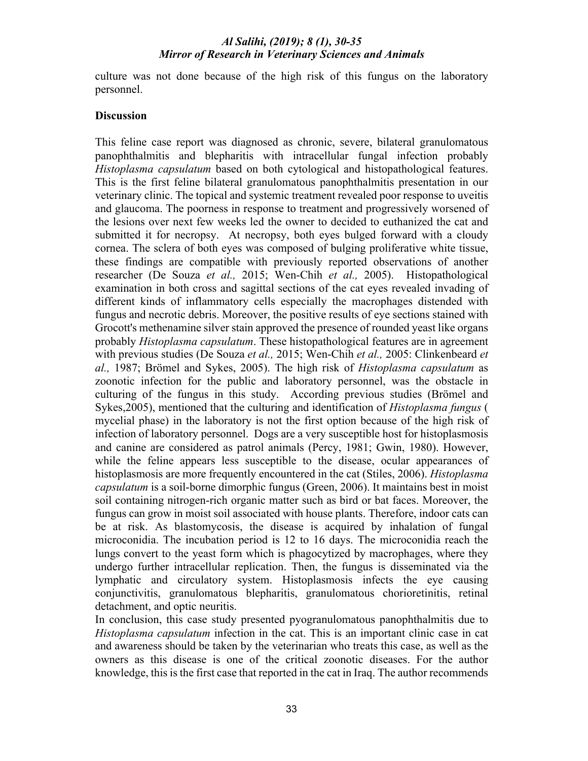culture was not done because of the high risk of this fungus on the laboratory personnel.

**Discussion**

This feline case report was diagnosed as chronic, severe, bilateral granulomatous panophthalmitis and blepharitis with intracellular fungal infection probably *Histoplasma capsulatum* based on both cytological and histopathological features. This is the first feline bilateral granulomatous panophthalmitis presentation in our veterinary clinic. The topical and systemic treatment revealed poor response to uveitis and glaucoma. The poorness in response to treatment and progressively worsened of the lesions over next few weeks led the owner to decided to euthanized the cat and submitted it for necropsy. At necropsy, both eyes bulged forward with a cloudy cornea. The sclera of both eyes was composed of bulging proliferative white tissue, these findings are compatible with previously reported observations of another researcher (De Souza *et al.,* 2015; Wen-Chih *et al.,* 2005). Histopathological examination in both cross and sagittal sections of the cat eyes revealed invading of different kinds of inflammatory cells especially the macrophages distended with fungus and necrotic debris. Moreover, the positive results of eye sections stained with Grocott's methenamine silver stain approved the presence of rounded yeast like organs probably *Histoplasma capsulatum*. These histopathological features are in agreement with previous studies (De Souza *et al.,* 2015; Wen-Chih *et al.,* 2005: Clinkenbeard *et al.,* 1987; Brömel and Sykes, 2005). The high risk of *Histoplasma capsulatum* as zoonotic infection for the public and laboratory personnel, was the obstacle in culturing of the fungus in this study. According previous studies (Brömel and Sykes,2005), mentioned that the culturing and identification of *Histoplasma fungus* ( mycelial phase) in the laboratory is not the first option because of the high risk of infection of laboratory personnel. Dogs are a very susceptible host for histoplasmosis and canine are considered as patrol animals (Percy, 1981; Gwin, 1980). However, while the feline appears less susceptible to the disease, ocular appearances of histoplasmosis are more frequently encountered in the cat (Stiles, 2006). *Histoplasma capsulatum* is a soil-borne dimorphic fungus (Green, 2006). It maintains best in moist soil containing nitrogen-rich organic matter such as bird or bat faces. Moreover, the fungus can grow in moist soil associated with house plants. Therefore, indoor cats can be at risk. As blastomycosis, the disease is acquired by inhalation of fungal microconidia. The incubation period is 12 to 16 days. The microconidia reach the lungs convert to the yeast form which is phagocytized by macrophages, where they undergo further intracellular replication. Then, the fungus is disseminated via the lymphatic and circulatory system. Histoplasmosis infects the eye causing conjunctivitis, granulomatous blepharitis, granulomatous chorioretinitis, retinal detachment, and optic neuritis.

In conclusion, this case study presented pyogranulomatous panophthalmitis due to *Histoplasma capsulatum* infection in the cat. This is an important clinic case in cat and awareness should be taken by the veterinarian who treats this case, as well as the owners as this disease is one of the critical zoonotic diseases. For the author knowledge, this is the first case that reported in the cat in Iraq. The author recommends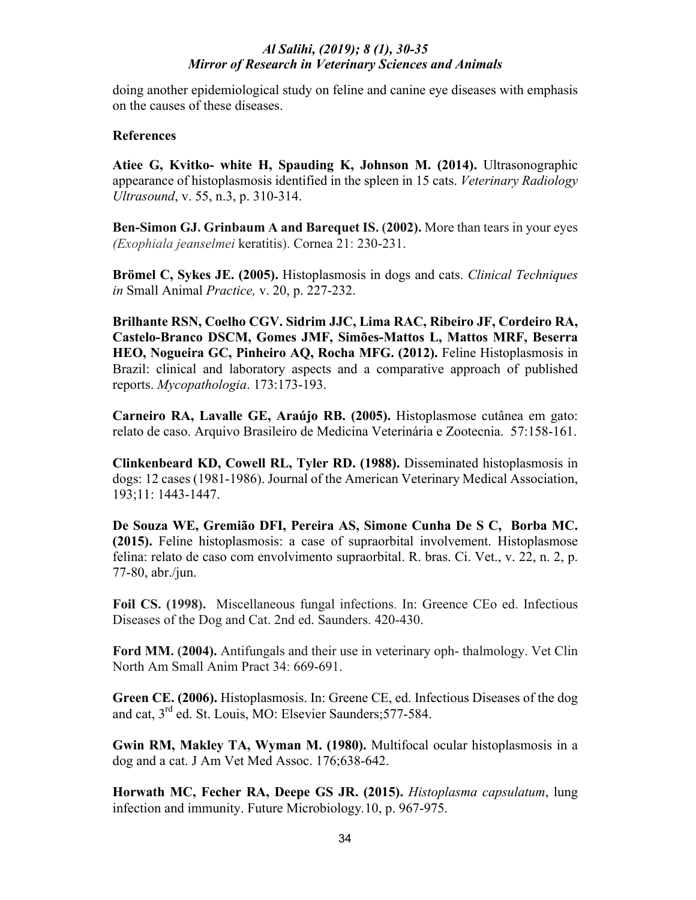doing another epidemiological study on feline and canine eye diseases with emphasis on the causes of these diseases.

**References**

**Atiee G, Kvitko- white H, Spauding K, Johnson M. (2014).** Ultrasonographic appearance of histoplasmosis identified in the spleen in 15 cats. *Veterinary Radiology Ultrasound*, v. 55, n.3, p. 310-314.

**Ben-Simon GJ. Grinbaum A and Barequet IS. (2002).** More than tears in your eyes *(Exophiala jeanselmei* keratitis). Cornea 21: 230-231.

**Brömel C, Sykes JE. (2005).** Histoplasmosis in dogs and cats. *Clinical Techniques in* Small Animal *Practice,* v. 20, p. 227-232.

**Brilhante RSN, Coelho CGV. Sidrim JJC, Lima RAC, Ribeiro JF, Cordeiro RA, Castelo-Branco DSCM, Gomes JMF, Simões-Mattos L, Mattos MRF, Beserra HEO, Nogueira GC, Pinheiro AQ, Rocha MFG. (2012).** Feline Histoplasmosis in Brazil: clinical and laboratory aspects and a comparative approach of published reports. *Mycopathologia*. 173:173-193.

**Carneiro RA, Lavalle GE, Araújo RB. (2005).** Histoplasmose cutânea em gato: relato de caso. Arquivo Brasileiro de Medicina Veterinária e Zootecnia. 57:158-161.

**Clinkenbeard KD, Cowell RL, Tyler RD. (1988).** Disseminated histoplasmosis in dogs: 12 cases (1981-1986). Journal of the American Veterinary Medical Association, 193;11: 1443-1447.

**De Souza WE, Gremião DFI, Pereira AS, Simone Cunha De S C, Borba MC. (2015).** Feline histoplasmosis: a case of supraorbital involvement. Histoplasmose felina: relato de caso com envolvimento supraorbital. R. bras. Ci. Vet., v. 22, n. 2, p. 77-80, abr./jun.

**Foil CS. (1998).** Miscellaneous fungal infections. In: Greence CEo ed. Infectious Diseases of the Dog and Cat. 2nd ed. Saunders. 420-430.

**Ford MM. (2004).** Antifungals and their use in veterinary oph- thalmology. Vet Clin North Am Small Anim Pract 34: 669-691.

**Green CE. (2006).** Histoplasmosis. In: Greene CE, ed. Infectious Diseases of the dog and cat, 3rd ed. St. Louis, MO: Elsevier Saunders;577-584.

**Gwin RM, Makley TA, Wyman M. (1980).** Multifocal ocular histoplasmosis in a dog and a cat. J Am Vet Med Assoc. 176;638-642.

**Horwath MC, Fecher RA, Deepe GS JR. (2015).** *Histoplasma capsulatum*, lung infection and immunity. Future Microbiology.10, p. 967-975.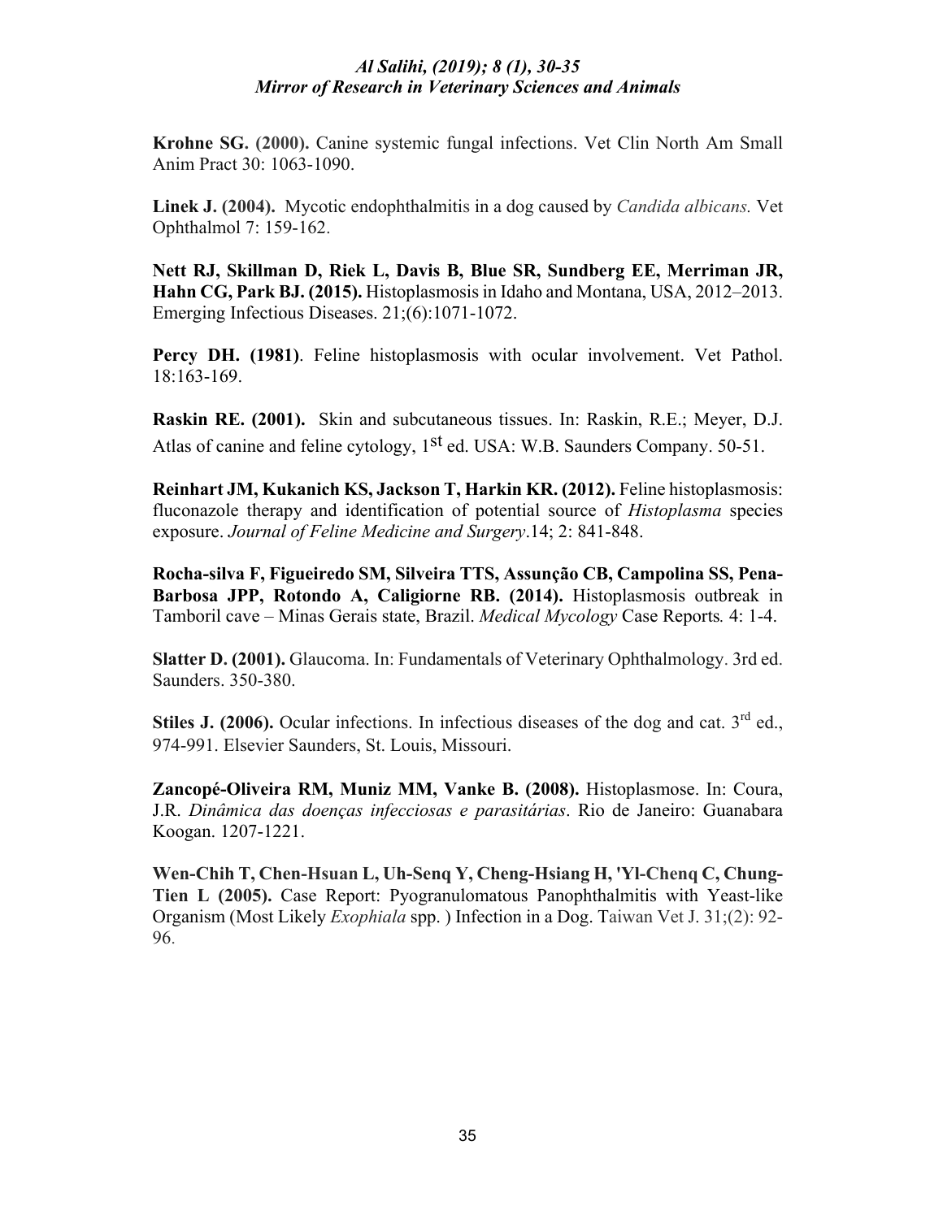**Krohne SG. (2000).** Canine systemic fungal infections. Vet Clin North Am Small Anim Pract 30: 1063-1090.

**Linek J. (2004).** Mycotic endophthalmitis in a dog caused by *Candida albicans.* Vet Ophthalmol 7: 159-162.

**Nett RJ, Skillman D, Riek L, Davis B, Blue SR, Sundberg EE, Merriman JR, Hahn CG, Park BJ. (2015).** Histoplasmosis in Idaho and Montana, USA, 2012–2013. Emerging Infectious Diseases. 21;(6):1071-1072.

**Percy DH. (1981)**. Feline histoplasmosis with ocular involvement. Vet Pathol. 18:163-169.

**Raskin RE. (2001).** Skin and subcutaneous tissues. In: Raskin, R.E.; Meyer, D.J. Atlas of canine and feline cytology, 1st ed. USA: W.B. Saunders Company. 50-51.

**Reinhart JM, Kukanich KS, Jackson T, Harkin KR. (2012).** Feline histoplasmosis: fluconazole therapy and identification of potential source of *Histoplasma* species exposure. *Journal of Feline Medicine and Surgery*.14; 2: 841-848.

**Rocha-silva F, Figueiredo SM, Silveira TTS, Assunção CB, Campolina SS, Pena-Barbosa JPP, Rotondo A, Caligiorne RB. (2014).** Histoplasmosis outbreak in Tamboril cave – Minas Gerais state, Brazil. *Medical Mycology* Case Reports*.* 4: 1-4.

**Slatter D. (2001).** Glaucoma. In: Fundamentals of Veterinary Ophthalmology. 3rd ed. Saunders. 350-380.

**Stiles J. (2006).** Ocular infections. In infectious diseases of the dog and cat. 3rd ed., 974-991. Elsevier Saunders, St. Louis, Missouri.

**Zancopé-Oliveira RM, Muniz MM, Vanke B. (2008).** Histoplasmose. In: Coura, J.R. *Dinâmica das doenças infecciosas e parasitárias*. Rio de Janeiro: Guanabara Koogan. 1207-1221.

**Wen-Chih T, Chen-Hsuan L, Uh-Senq Y, Cheng-Hsiang H, 'Yl-Chenq C, Chung-Tien L (2005).** Case Report: Pyogranulomatous Panophthalmitis with Yeast-like Organism (Most Likely *Exophiala* spp. ) Infection in a Dog. Taiwan Vet J. 31;(2): 92-96.